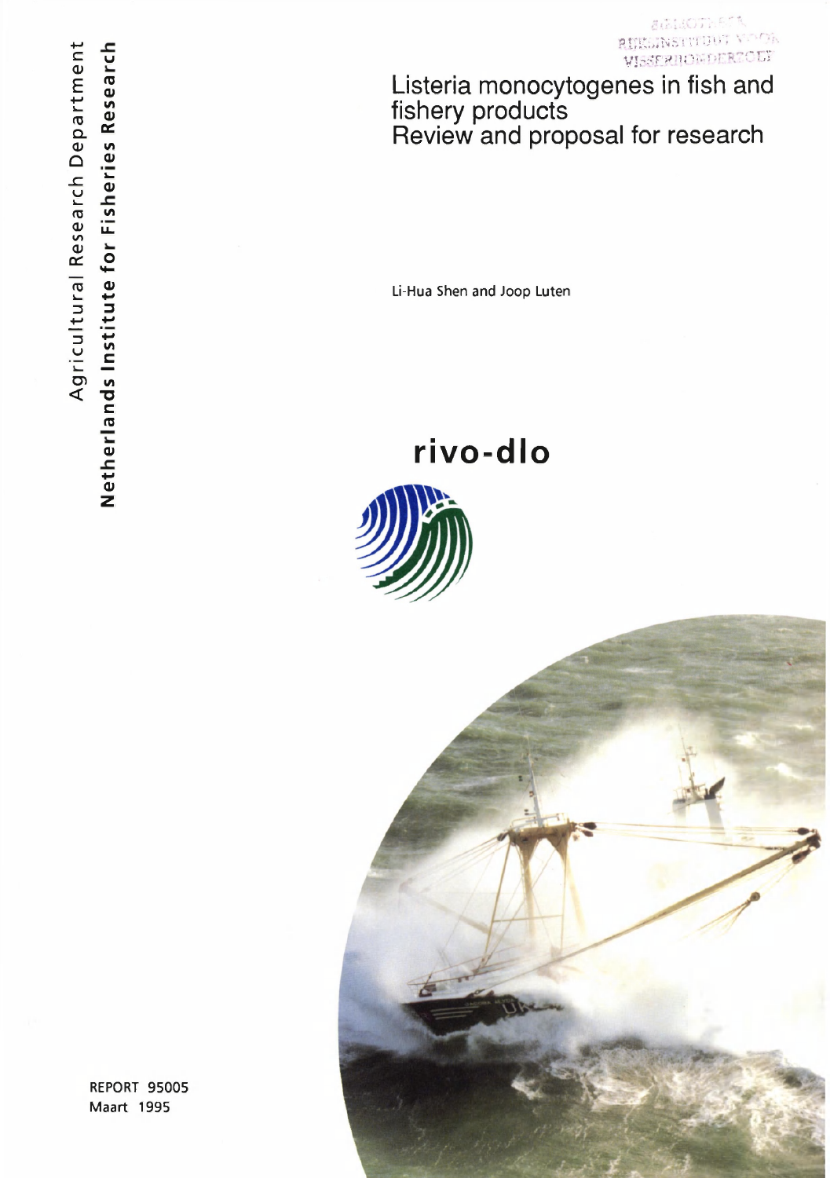Agricultural Research Department
**Netherlands Institute for Fisheries Research**

BIBLIOTHEEK
RIJKSINSTITUUT VOOR
VISSERIJONDERZOEK

# Listeria monocytogenes in fish and fishery products
## Review and proposal for research

Li-Hua Shen and Joop Luten

**rivo-dlo**

REPORT 95005
Maart 1995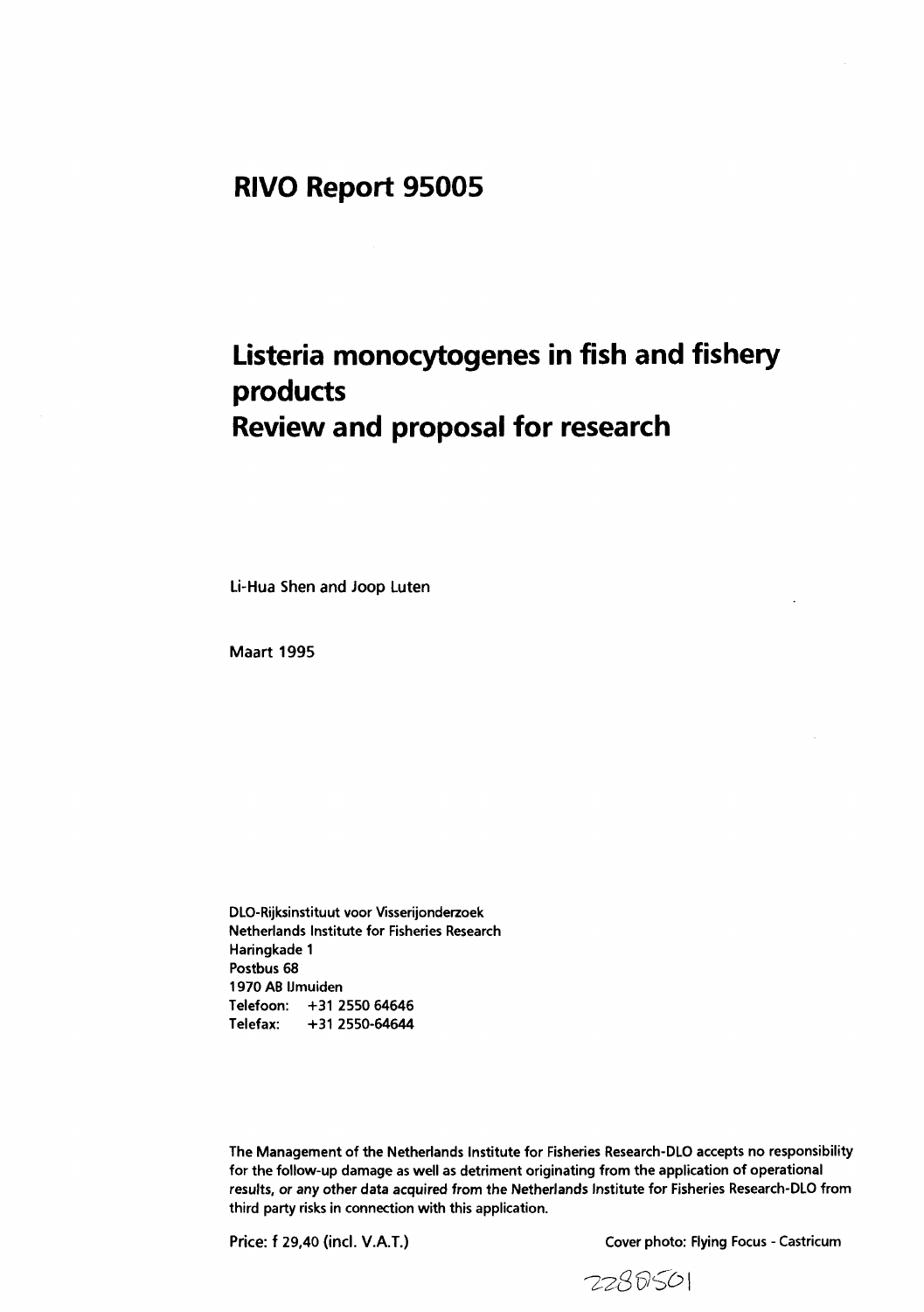# RIVO Report 95005

# Listeria monocytogenes in fish and fishery products
# Review and proposal for research

Li-Hua Shen and Joop Luten

Maart 1995

DLO-Rijksinstituut voor Visserijonderzoek
Netherlands Institute for Fisheries Research
Haringkade 1
Postbus 68
1970 AB IJmuiden
Telefoon: +31 2550 64646
Telefax: +31 2550-64644

The Management of the Netherlands Institute for Fisheries Research-DLO accepts no responsibility for the follow-up damage as well as detriment originating from the application of operational results, or any other data acquired from the Netherlands Institute for Fisheries Research-DLO from third party risks in connection with this application.

Price: f 29,40 (incl. V.A.T.)

Cover photo: Flying Focus - Castricum

2288501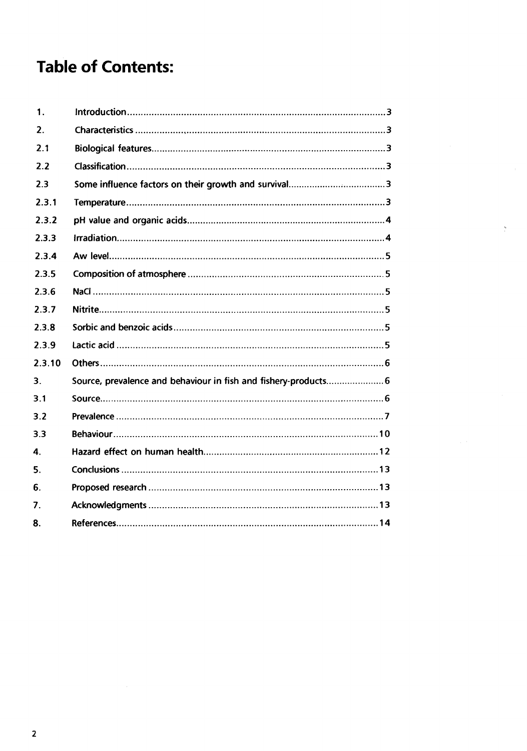# Table of Contents:

| | | |
|---|---|---|
| 1. | Introduction | 3 |
| 2. | Characteristics | 3 |
| 2.1 | Biological features | 3 |
| 2.2 | Classification | 3 |
| 2.3 | Some influence factors on their growth and survival | 3 |
| 2.3.1 | Temperature | 3 |
| 2.3.2 | pH value and organic acids | 4 |
| 2.3.3 | Irradiation | 4 |
| 2.3.4 | Aw level | 5 |
| 2.3.5 | Composition of atmosphere | 5 |
| 2.3.6 | NaCl | 5 |
| 2.3.7 | Nitrite | 5 |
| 2.3.8 | Sorbic and benzoic acids | 5 |
| 2.3.9 | Lactic acid | 5 |
| 2.3.10 | Others | 6 |
| 3. | Source, prevalence and behaviour in fish and fishery-products | 6 |
| 3.1 | Source | 6 |
| 3.2 | Prevalence | 7 |
| 3.3 | Behaviour | 10 |
| 4. | Hazard effect on human health | 12 |
| 5. | Conclusions | 13 |
| 6. | Proposed research | 13 |
| 7. | Acknowledgments | 13 |
| 8. | References | 14 |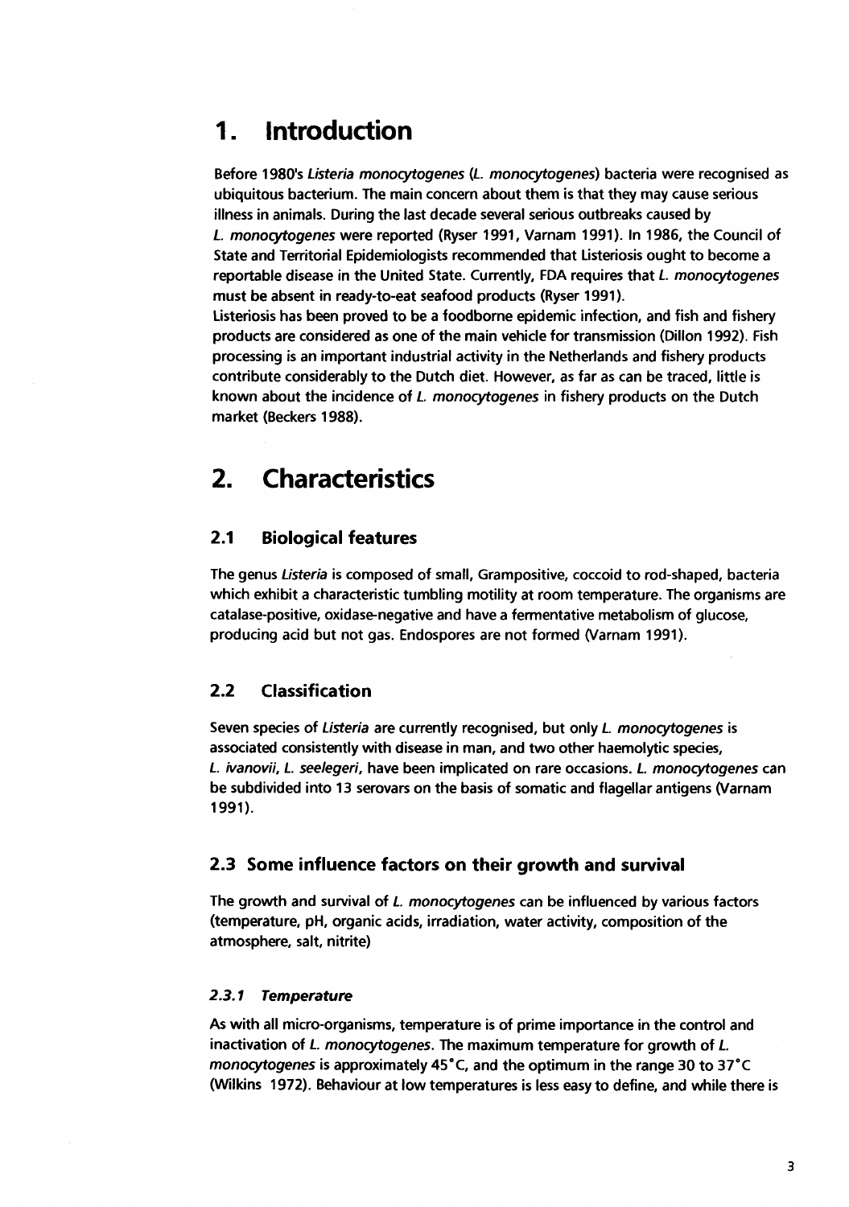# 1. Introduction

Before 1980's *Listeria monocytogenes* (*L. monocytogenes*) bacteria were recognised as ubiquitous bacterium. The main concern about them is that they may cause serious illness in animals. During the last decade several serious outbreaks caused by *L. monocytogenes* were reported (Ryser 1991, Varnam 1991). In 1986, the Council of State and Territorial Epidemiologists recommended that Listeriosis ought to become a reportable disease in the United State. Currently, FDA requires that *L. monocytogenes* must be absent in ready-to-eat seafood products (Ryser 1991).

Listeriosis has been proved to be a foodborne epidemic infection, and fish and fishery products are considered as one of the main vehicle for transmission (Dillon 1992). Fish processing is an important industrial activity in the Netherlands and fishery products contribute considerably to the Dutch diet. However, as far as can be traced, little is known about the incidence of *L. monocytogenes* in fishery products on the Dutch market (Beckers 1988).

# 2. Characteristics

## 2.1 Biological features

The genus *Listeria* is composed of small, Grampositive, coccoid to rod-shaped, bacteria which exhibit a characteristic tumbling motility at room temperature. The organisms are catalase-positive, oxidase-negative and have a fermentative metabolism of glucose, producing acid but not gas. Endospores are not formed (Varnam 1991).

## 2.2 Classification

Seven species of *Listeria* are currently recognised, but only *L. monocytogenes* is associated consistently with disease in man, and two other haemolytic species, *L. ivanovii*, *L. seelegeri*, have been implicated on rare occasions. *L. monocytogenes* can be subdivided into 13 serovars on the basis of somatic and flagellar antigens (Varnam 1991).

## 2.3 Some influence factors on their growth and survival

The growth and survival of *L. monocytogenes* can be influenced by various factors (temperature, pH, organic acids, irradiation, water activity, composition of the atmosphere, salt, nitrite)

### *2.3.1 Temperature*

As with all micro-organisms, temperature is of prime importance in the control and inactivation of *L. monocytogenes*. The maximum temperature for growth of *L. monocytogenes* is approximately 45°C, and the optimum in the range 30 to 37°C (Wilkins 1972). Behaviour at low temperatures is less easy to define, and while there is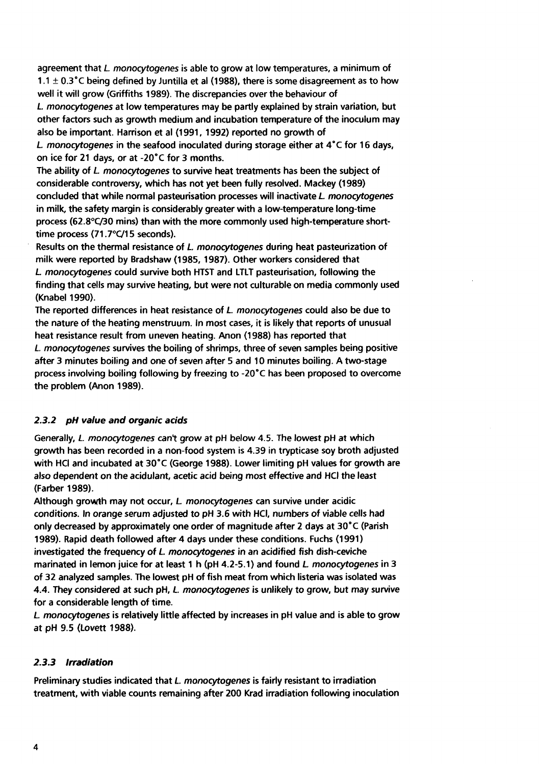agreement that *L. monocytogenes* is able to grow at low temperatures, a minimum of $1.1 \pm 0.3$°C being defined by Juntilla et al (1988), there is some disagreement as to how well it will grow (Griffiths 1989). The discrepancies over the behaviour of *L. monocytogenes* at low temperatures may be partly explained by strain variation, but other factors such as growth medium and incubation temperature of the inoculum may also be important. Harrison et al (1991, 1992) reported no growth of *L. monocytogenes* in the seafood inoculated during storage either at 4°C for 16 days, on ice for 21 days, or at -20°C for 3 months.

The ability of *L. monocytogenes* to survive heat treatments has been the subject of considerable controversy, which has not yet been fully resolved. Mackey (1989) concluded that while normal pasteurisation processes will inactivate *L. monocytogenes* in milk, the safety margin is considerably greater with a low-temperature long-time process (62.8°C/30 mins) than with the more commonly used high-temperature short-time process (71.7°C/15 seconds).

Results on the thermal resistance of *L. monocytogenes* during heat pasteurization of milk were reported by Bradshaw (1985, 1987). Other workers considered that *L. monocytogenes* could survive both HTST and LTLT pasteurisation, following the finding that cells may survive heating, but were not culturable on media commonly used (Knabel 1990).

The reported differences in heat resistance of *L. monocytogenes* could also be due to the nature of the heating menstruum. In most cases, it is likely that reports of unusual heat resistance result from uneven heating. Anon (1988) has reported that *L. monocytogenes* survives the boiling of shrimps, three of seven samples being positive after 3 minutes boiling and one of seven after 5 and 10 minutes boiling. A two-stage process involving boiling following by freezing to -20°C has been proposed to overcome the problem (Anon 1989).

### 2.3.2 *pH value and organic acids*

Generally, *L. monocytogenes* can't grow at pH below 4.5. The lowest pH at which growth has been recorded in a non-food system is 4.39 in trypticase soy broth adjusted with HCl and incubated at 30°C (George 1988). Lower limiting pH values for growth are also dependent on the acidulant, acetic acid being most effective and HCl the least (Farber 1989).

Although growth may not occur, *L. monocytogenes* can survive under acidic conditions. In orange serum adjusted to pH 3.6 with HCl, numbers of viable cells had only decreased by approximately one order of magnitude after 2 days at 30°C (Parish 1989). Rapid death followed after 4 days under these conditions. Fuchs (1991) investigated the frequency of *L. monocytogenes* in an acidified fish dish-ceviche marinated in lemon juice for at least 1 h (pH 4.2-5.1) and found *L. monocytogenes* in 3 of 32 analyzed samples. The lowest pH of fish meat from which listeria was isolated was 4.4. They considered at such pH, *L. monocytogenes* is unlikely to grow, but may survive for a considerable length of time.

*L. monocytogenes* is relatively little affected by increases in pH value and is able to grow at pH 9.5 (Lovett 1988).

### 2.3.3 *Irradiation*

Preliminary studies indicated that *L. monocytogenes* is fairly resistant to irradiation treatment, with viable counts remaining after 200 Krad irradiation following inoculation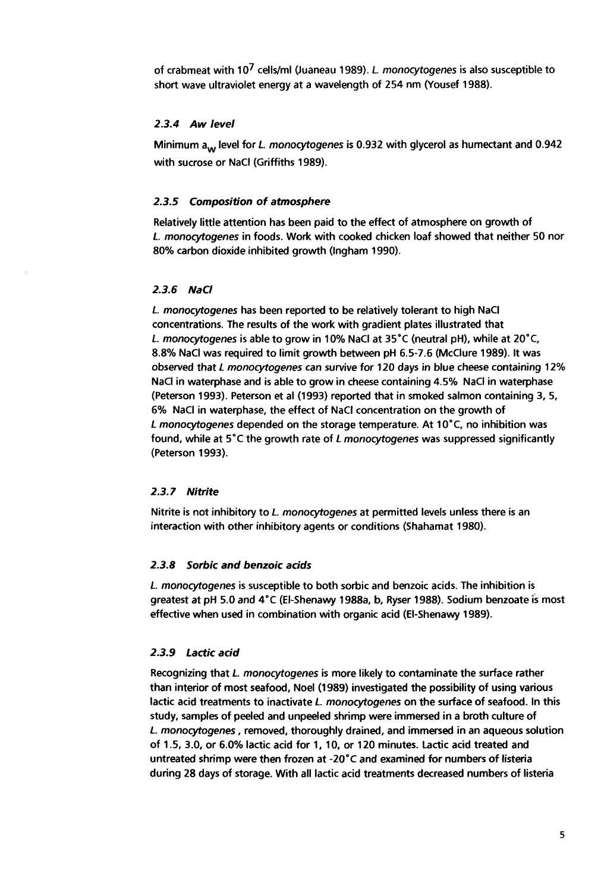of crabmeat with $10^7$ cells/ml (Juaneau 1989). *L. monocytogenes* is also susceptible to short wave ultraviolet energy at a wavelength of 254 nm (Yousef 1988).

### 2.3.4 Aw level

Minimum $a_w$ level for *L. monocytogenes* is 0.932 with glycerol as humectant and 0.942 with sucrose or NaCl (Griffiths 1989).

### 2.3.5 Composition of atmosphere

Relatively little attention has been paid to the effect of atmosphere on growth of *L. monocytogenes* in foods. Work with cooked chicken loaf showed that neither 50 nor 80% carbon dioxide inhibited growth (Ingham 1990).

### 2.3.6 NaCl

*L. monocytogenes* has been reported to be relatively tolerant to high NaCl concentrations. The results of the work with gradient plates illustrated that *L. monocytogenes* is able to grow in 10% NaCl at 35°C (neutral pH), while at 20°C, 8.8% NaCl was required to limit growth between pH 6.5-7.6 (McClure 1989). It was observed that *L monocytogenes* can survive for 120 days in blue cheese containing 12% NaCl in waterphase and is able to grow in cheese containing 4.5% NaCl in waterphase (Peterson 1993). Peterson et al (1993) reported that in smoked salmon containing 3, 5, 6% NaCl in waterphase, the effect of NaCl concentration on the growth of *L monocytogenes* depended on the storage temperature. At 10°C, no inhibition was found, while at 5°C the growth rate of *L monocytogenes* was suppressed significantly (Peterson 1993).

### 2.3.7 Nitrite

Nitrite is not inhibitory to *L. monocytogenes* at permitted levels unless there is an interaction with other inhibitory agents or conditions (Shahamat 1980).

### 2.3.8 Sorbic and benzoic acids

*L. monocytogenes* is susceptible to both sorbic and benzoic acids. The inhibition is greatest at pH 5.0 and 4°C (El-Shenawy 1988a, b, Ryser 1988). Sodium benzoate is most effective when used in combination with organic acid (El-Shenawy 1989).

### 2.3.9 Lactic acid

Recognizing that *L. monocytogenes* is more likely to contaminate the surface rather than interior of most seafood, Noel (1989) investigated the possibility of using various lactic acid treatments to inactivate *L. monocytogenes* on the surface of seafood. In this study, samples of peeled and unpeeled shrimp were immersed in a broth culture of *L. monocytogenes* , removed, thoroughly drained, and immersed in an aqueous solution of 1.5, 3.0, or 6.0% lactic acid for 1, 10, or 120 minutes. Lactic acid treated and untreated shrimp were then frozen at -20°C and examined for numbers of listeria during 28 days of storage. With all lactic acid treatments decreased numbers of listeria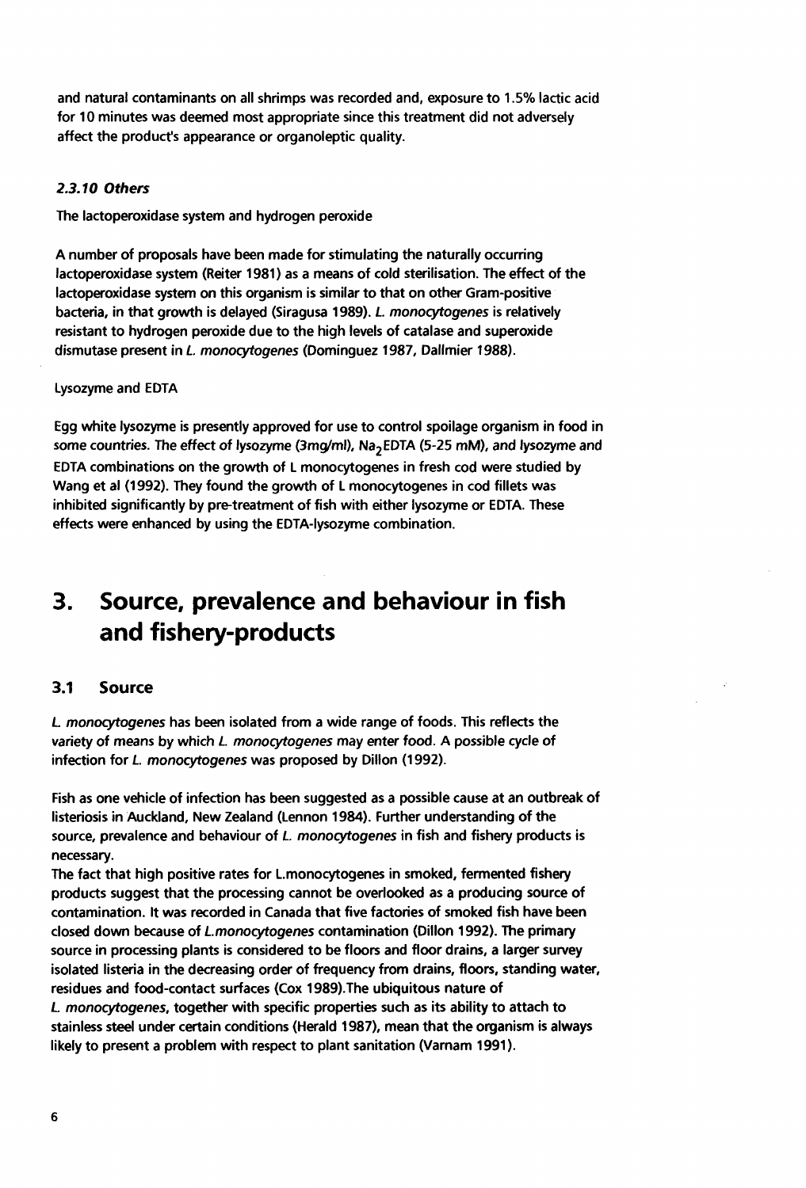and natural contaminants on all shrimps was recorded and, exposure to 1.5% lactic acid for 10 minutes was deemed most appropriate since this treatment did not adversely affect the product's appearance or organoleptic quality.

### *2.3.10 Others*

The lactoperoxidase system and hydrogen peroxide

A number of proposals have been made for stimulating the naturally occurring lactoperoxidase system (Reiter 1981) as a means of cold sterilisation. The effect of the lactoperoxidase system on this organism is similar to that on other Gram-positive bacteria, in that growth is delayed (Siragusa 1989). *L. monocytogenes* is relatively resistant to hydrogen peroxide due to the high levels of catalase and superoxide dismutase present in *L. monocytogenes* (Dominguez 1987, Dallmier 1988).

Lysozyme and EDTA

Egg white lysozyme is presently approved for use to control spoilage organism in food in some countries. The effect of lysozyme (3mg/ml), $Na_2$EDTA (5-25 mM), and lysozyme and EDTA combinations on the growth of L monocytogenes in fresh cod were studied by Wang et al (1992). They found the growth of L monocytogenes in cod fillets was inhibited significantly by pre-treatment of fish with either lysozyme or EDTA. These effects were enhanced by using the EDTA-lysozyme combination.

# 3. Source, prevalence and behaviour in fish and fishery-products

## 3.1 Source

*L. monocytogenes* has been isolated from a wide range of foods. This reflects the variety of means by which *L. monocytogenes* may enter food. A possible cycle of infection for *L. monocytogenes* was proposed by Dillon (1992).

Fish as one vehicle of infection has been suggested as a possible cause at an outbreak of listeriosis in Auckland, New Zealand (Lennon 1984). Further understanding of the source, prevalence and behaviour of *L. monocytogenes* in fish and fishery products is necessary.

The fact that high positive rates for L.monocytogenes in smoked, fermented fishery products suggest that the processing cannot be overlooked as a producing source of contamination. It was recorded in Canada that five factories of smoked fish have been closed down because of *L.monocytogenes* contamination (Dillon 1992). The primary source in processing plants is considered to be floors and floor drains, a larger survey isolated listeria in the decreasing order of frequency from drains, floors, standing water, residues and food-contact surfaces (Cox 1989).The ubiquitous nature of *L. monocytogenes*, together with specific properties such as its ability to attach to stainless steel under certain conditions (Herald 1987), mean that the organism is always likely to present a problem with respect to plant sanitation (Varnam 1991).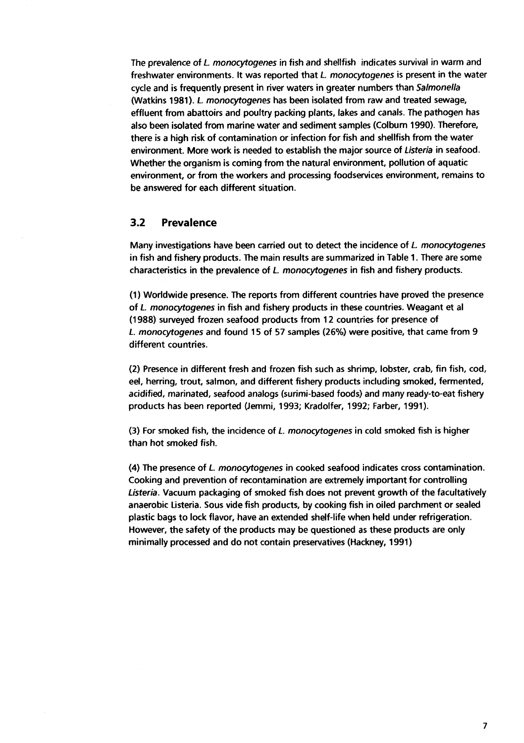The prevalence of *L. monocytogenes* in fish and shellfish indicates survival in warm and freshwater environments. It was reported that *L. monocytogenes* is present in the water cycle and is frequently present in river waters in greater numbers than *Salmonella* (Watkins 1981). *L. monocytogenes* has been isolated from raw and treated sewage, effluent from abattoirs and poultry packing plants, lakes and canals. The pathogen has also been isolated from marine water and sediment samples (Colburn 1990). Therefore, there is a high risk of contamination or infection for fish and shellfish from the water environment. More work is needed to establish the major source of *Listeria* in seafood. Whether the organism is coming from the natural environment, pollution of aquatic environment, or from the workers and processing foodservices environment, remains to be answered for each different situation.

## 3.2 Prevalence

Many investigations have been carried out to detect the incidence of *L. monocytogenes* in fish and fishery products. The main results are summarized in Table 1. There are some characteristics in the prevalence of *L. monocytogenes* in fish and fishery products.

(1) Worldwide presence. The reports from different countries have proved the presence of *L. monocytogenes* in fish and fishery products in these countries. Weagant et al (1988) surveyed frozen seafood products from 12 countries for presence of *L. monocytogenes* and found 15 of 57 samples (26%) were positive, that came from 9 different countries.

(2) Presence in different fresh and frozen fish such as shrimp, lobster, crab, fin fish, cod, eel, herring, trout, salmon, and different fishery products including smoked, fermented, acidified, marinated, seafood analogs (surimi-based foods) and many ready-to-eat fishery products has been reported (Jemmi, 1993; Kradolfer, 1992; Farber, 1991).

(3) For smoked fish, the incidence of *L. monocytogenes* in cold smoked fish is higher than hot smoked fish.

(4) The presence of *L. monocytogenes* in cooked seafood indicates cross contamination. Cooking and prevention of recontamination are extremely important for controlling *Listeria*. Vacuum packaging of smoked fish does not prevent growth of the facultatively anaerobic Listeria. Sous vide fish products, by cooking fish in oiled parchment or sealed plastic bags to lock flavor, have an extended shelf-life when held under refrigeration. However, the safety of the products may be questioned as these products are only minimally processed and do not contain preservatives (Hackney, 1991)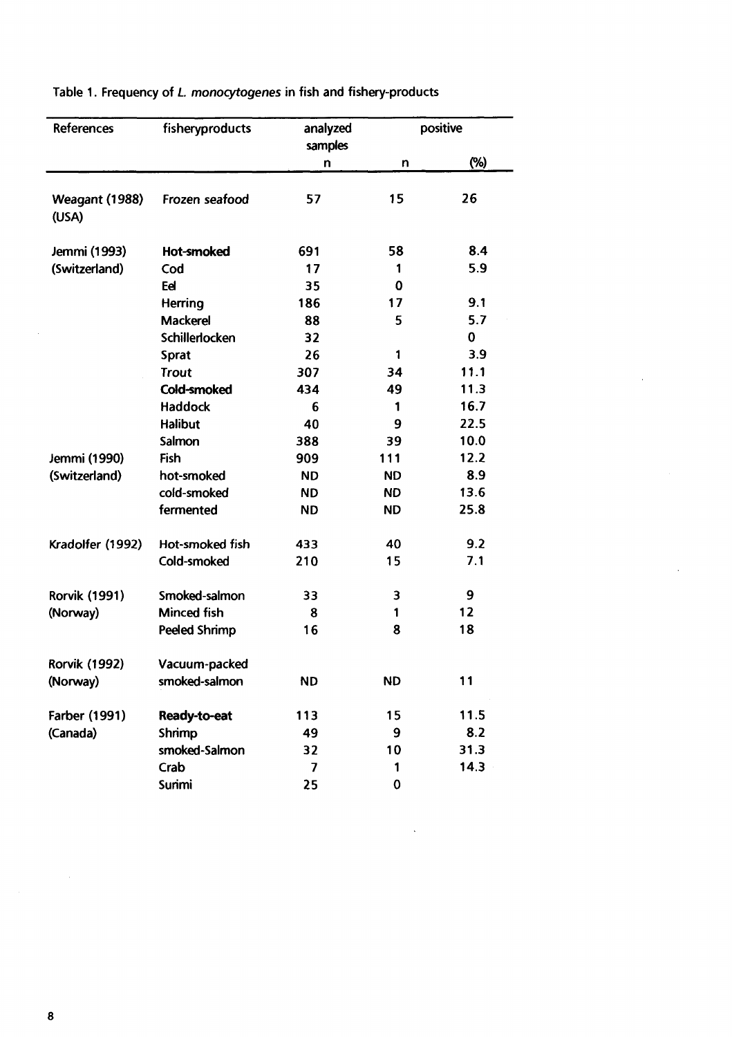Table 1. Frequency of *L. monocytogenes* in fish and fishery-products

| References | fisheryproducts | analyzed samples | positive | |
|---|---|---|---|---|
| | | n | n | (%) |
| Weagant (1988) (USA) | Frozen seafood | 57 | 15 | 26 |
| Jemmi (1993) | **Hot-smoked** | 691 | 58 | 8.4 |
| (Switzerland) | Cod | 17 | 1 | 5.9 |
| | Eel | 35 | 0 | |
| | Herring | 186 | 17 | 9.1 |
| | Mackerel | 88 | 5 | 5.7 |
| | Schillerlocken | 32 | | 0 |
| | Sprat | 26 | 1 | 3.9 |
| | Trout | 307 | 34 | 11.1 |
| | **Cold-smoked** | 434 | 49 | 11.3 |
| | Haddock | 6 | 1 | 16.7 |
| | Halibut | 40 | 9 | 22.5 |
| | Salmon | 388 | 39 | 10.0 |
| Jemmi (1990) | Fish | 909 | 111 | 12.2 |
| (Switzerland) | hot-smoked | ND | ND | 8.9 |
| | cold-smoked | ND | ND | 13.6 |
| | fermented | ND | ND | 25.8 |
| Kradolfer (1992) | Hot-smoked fish | 433 | 40 | 9.2 |
| | Cold-smoked | 210 | 15 | 7.1 |
| Rorvik (1991) | Smoked-salmon | 33 | 3 | 9 |
| (Norway) | Minced fish | 8 | 1 | 12 |
| | Peeled Shrimp | 16 | 8 | 18 |
| Rorvik (1992) (Norway) | Vacuum-packed smoked-salmon | ND | ND | 11 |
| Farber (1991) | **Ready-to-eat** | 113 | 15 | 11.5 |
| (Canada) | Shrimp | 49 | 9 | 8.2 |
| | smoked-Salmon | 32 | 10 | 31.3 |
| | Crab | 7 | 1 | 14.3 |
| | Surimi | 25 | 0 | |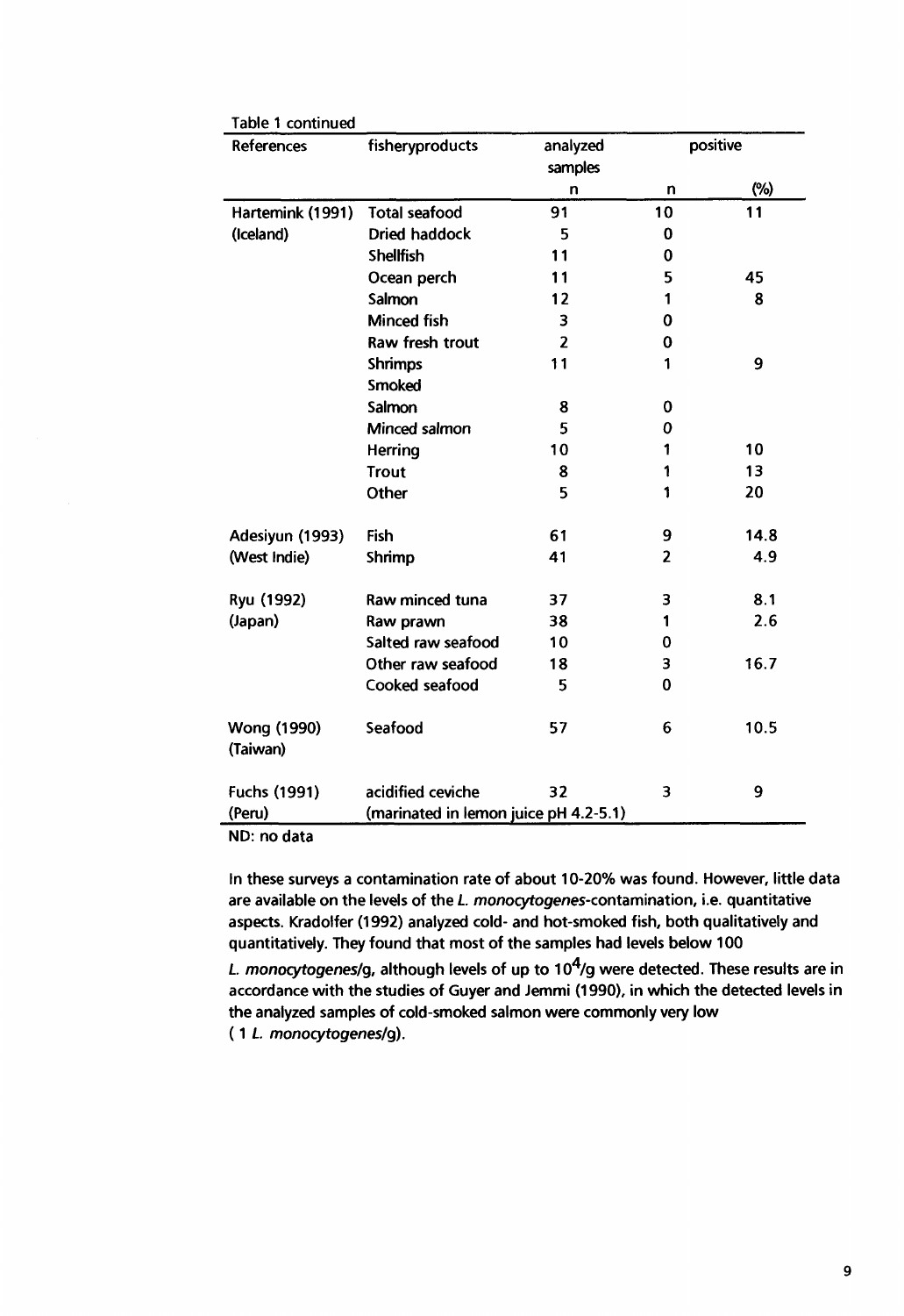Table 1 continued

| References | fisheryproducts | analyzed samples | positive | |
|---|---|---|---|---|
| | | n | n | (%) |
| Hartemink (1991) | Total seafood | 91 | 10 | 11 |
| (Iceland) | Dried haddock | 5 | 0 | |
| | Shellfish | 11 | 0 | |
| | Ocean perch | 11 | 5 | 45 |
| | Salmon | 12 | 1 | 8 |
| | Minced fish | 3 | 0 | |
| | Raw fresh trout | 2 | 0 | |
| | Shrimps | 11 | 1 | 9 |
| | Smoked | | | |
| | Salmon | 8 | 0 | |
| | Minced salmon | 5 | 0 | |
| | Herring | 10 | 1 | 10 |
| | Trout | 8 | 1 | 13 |
| | Other | 5 | 1 | 20 |
| Adesiyun (1993) | Fish | 61 | 9 | 14.8 |
| (West Indie) | Shrimp | 41 | 2 | 4.9 |
| Ryu (1992) | Raw minced tuna | 37 | 3 | 8.1 |
| (Japan) | Raw prawn | 38 | 1 | 2.6 |
| | Salted raw seafood | 10 | 0 | |
| | Other raw seafood | 18 | 3 | 16.7 |
| | Cooked seafood | 5 | 0 | |
| Wong (1990) (Taiwan) | Seafood | 57 | 6 | 10.5 |
| Fuchs (1991) | acidified ceviche | 32 | 3 | 9 |
| (Peru) | (marinated in lemon juice pH 4.2-5.1) | | | |

ND: no data

In these surveys a contamination rate of about 10-20% was found. However, little data are available on the levels of the *L. monocytogenes*-contamination, i.e. quantitative aspects. Kradolfer (1992) analyzed cold- and hot-smoked fish, both qualitatively and quantitatively. They found that most of the samples had levels below 100 *L. monocytogenes*/g, although levels of up to $10^4$/g were detected. These results are in accordance with the studies of Guyer and Jemmi (1990), in which the detected levels in the analyzed samples of cold-smoked salmon were commonly very low ( 1 *L. monocytogenes*/g).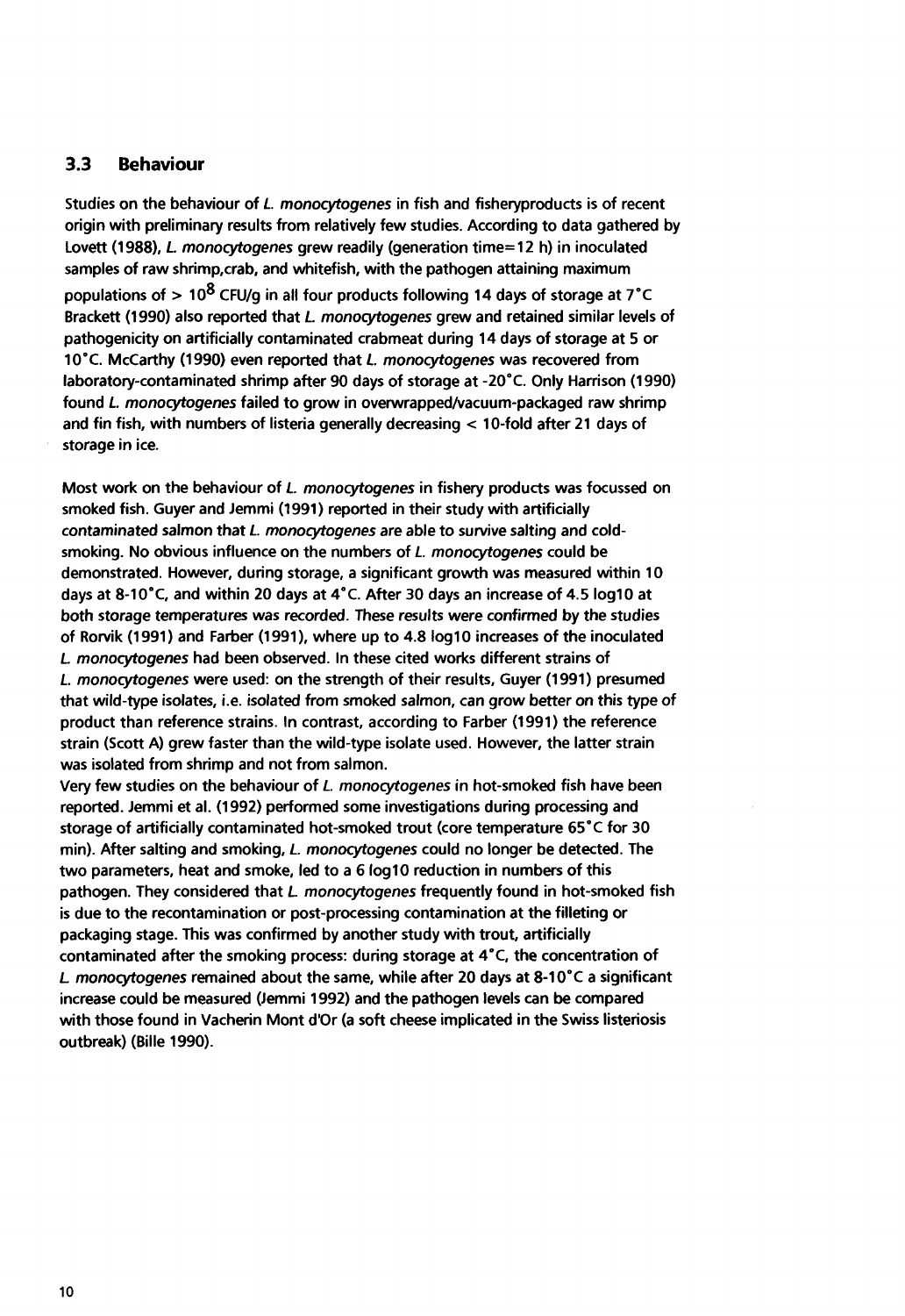## 3.3 Behaviour

Studies on the behaviour of *L. monocytogenes* in fish and fisheryproducts is of recent origin with preliminary results from relatively few studies. According to data gathered by Lovett (1988), *L. monocytogenes* grew readily (generation time=12 h) in inoculated samples of raw shrimp,crab, and whitefish, with the pathogen attaining maximum populations of > $10^8$ CFU/g in all four products following 14 days of storage at 7°C Brackett (1990) also reported that *L. monocytogenes* grew and retained similar levels of pathogenicity on artificially contaminated crabmeat during 14 days of storage at 5 or 10°C. McCarthy (1990) even reported that *L. monocytogenes* was recovered from laboratory-contaminated shrimp after 90 days of storage at -20°C. Only Harrison (1990) found *L. monocytogenes* failed to grow in overwrapped/vacuum-packaged raw shrimp and fin fish, with numbers of listeria generally decreasing < 10-fold after 21 days of storage in ice.

Most work on the behaviour of *L. monocytogenes* in fishery products was focussed on smoked fish. Guyer and Jemmi (1991) reported in their study with artificially contaminated salmon that *L. monocytogenes* are able to survive salting and cold-smoking. No obvious influence on the numbers of *L. monocytogenes* could be demonstrated. However, during storage, a significant growth was measured within 10 days at 8-10°C, and within 20 days at 4°C. After 30 days an increase of 4.5 log10 at both storage temperatures was recorded. These results were confirmed by the studies of Rorvik (1991) and Farber (1991), where up to 4.8 log10 increases of the inoculated *L. monocytogenes* had been observed. In these cited works different strains of *L. monocytogenes* were used: on the strength of their results, Guyer (1991) presumed that wild-type isolates, i.e. isolated from smoked salmon, can grow better on this type of product than reference strains. In contrast, according to Farber (1991) the reference strain (Scott A) grew faster than the wild-type isolate used. However, the latter strain was isolated from shrimp and not from salmon.

Very few studies on the behaviour of *L. monocytogenes* in hot-smoked fish have been reported. Jemmi et al. (1992) performed some investigations during processing and storage of artificially contaminated hot-smoked trout (core temperature 65°C for 30 min). After salting and smoking, *L. monocytogenes* could no longer be detected. The two parameters, heat and smoke, led to a 6 log10 reduction in numbers of this pathogen. They considered that *L. monocytogenes* frequently found in hot-smoked fish is due to the recontamination or post-processing contamination at the filleting or packaging stage. This was confirmed by another study with trout, artificially contaminated after the smoking process: during storage at 4°C, the concentration of *L. monocytogenes* remained about the same, while after 20 days at 8-10°C a significant increase could be measured (Jemmi 1992) and the pathogen levels can be compared with those found in Vacherin Mont d'Or (a soft cheese implicated in the Swiss listeriosis outbreak) (Bille 1990).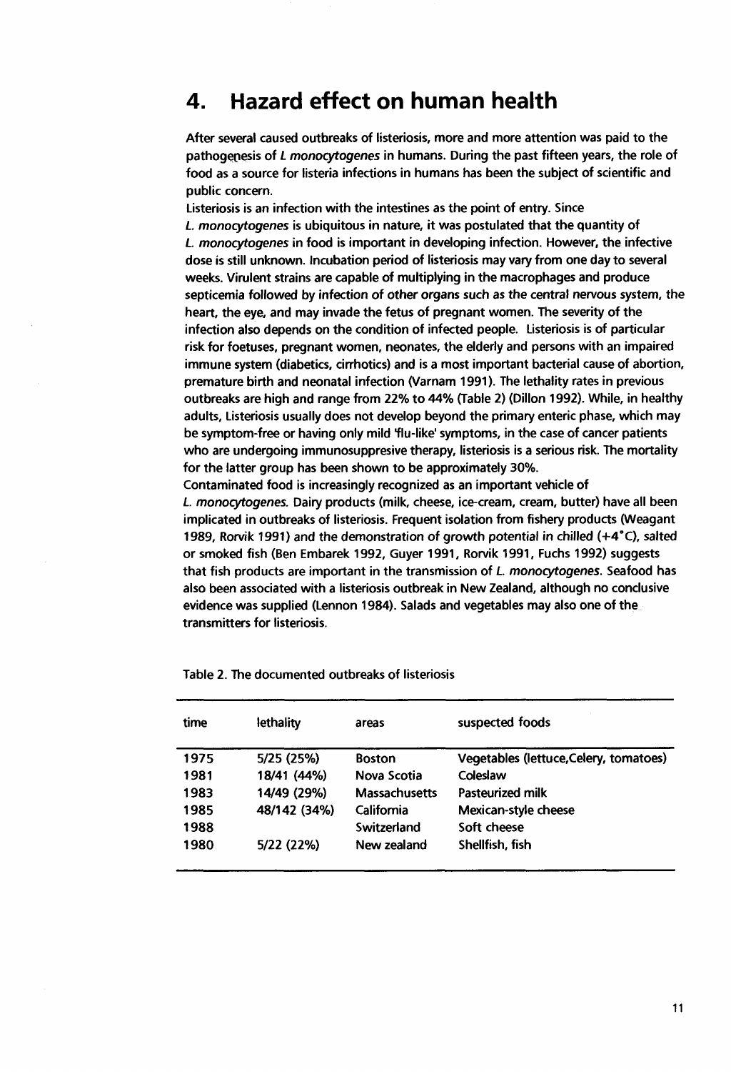# 4. Hazard effect on human health

After several caused outbreaks of listeriosis, more and more attention was paid to the pathogenesis of *L monocytogenes* in humans. During the past fifteen years, the role of food as a source for listeria infections in humans has been the subject of scientific and public concern.

Listeriosis is an infection with the intestines as the point of entry. Since *L. monocytogenes* is ubiquitous in nature, it was postulated that the quantity of *L. monocytogenes* in food is important in developing infection. However, the infective dose is still unknown. Incubation period of listeriosis may vary from one day to several weeks. Virulent strains are capable of multiplying in the macrophages and produce septicemia followed by infection of other organs such as the central nervous system, the heart, the eye, and may invade the fetus of pregnant women. The severity of the infection also depends on the condition of infected people. Listeriosis is of particular risk for foetuses, pregnant women, neonates, the elderly and persons with an impaired immune system (diabetics, cirrhotics) and is a most important bacterial cause of abortion, premature birth and neonatal infection (Varnam 1991). The lethality rates in previous outbreaks are high and range from 22% to 44% (Table 2) (Dillon 1992). While, in healthy adults, Listeriosis usually does not develop beyond the primary enteric phase, which may be symptom-free or having only mild 'flu-like' symptoms, in the case of cancer patients who are undergoing immunosuppresive therapy, listeriosis is a serious risk. The mortality for the latter group has been shown to be approximately 30%.

Contaminated food is increasingly recognized as an important vehicle of *L. monocytogenes*. Dairy products (milk, cheese, ice-cream, cream, butter) have all been implicated in outbreaks of listeriosis. Frequent isolation from fishery products (Weagant 1989, Rorvik 1991) and the demonstration of growth potential in chilled (+4°C), salted or smoked fish (Ben Embarek 1992, Guyer 1991, Rorvik 1991, Fuchs 1992) suggests that fish products are important in the transmission of *L. monocytogenes*. Seafood has also been associated with a listeriosis outbreak in New Zealand, although no conclusive evidence was supplied (Lennon 1984). Salads and vegetables may also one of the transmitters for listeriosis.

Table 2. The documented outbreaks of listeriosis

| time | lethality | areas | suspected foods |
|---|---|---|---|
| 1975 | 5/25 (25%) | Boston | Vegetables (lettuce,Celery, tomatoes) |
| 1981 | 18/41 (44%) | Nova Scotia | Coleslaw |
| 1983 | 14/49 (29%) | Massachusetts | Pasteurized milk |
| 1985 | 48/142 (34%) | California | Mexican-style cheese |
| 1988 | | Switzerland | Soft cheese |
| 1980 | 5/22 (22%) | New zealand | Shellfish, fish |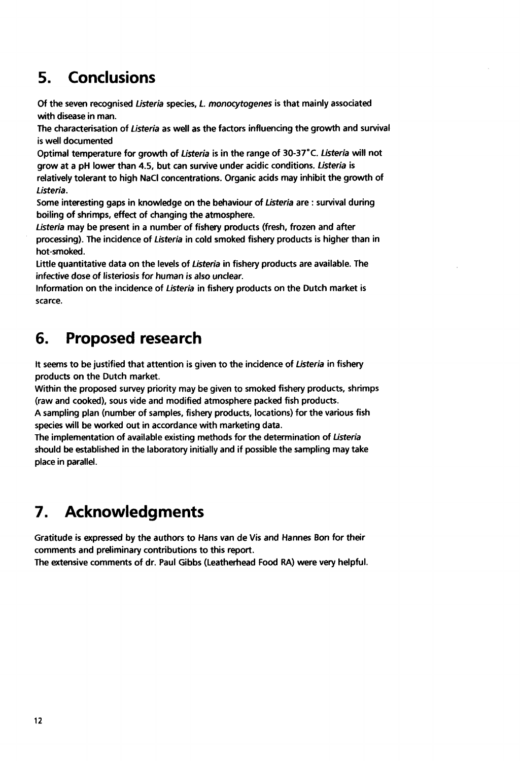# 5. Conclusions

Of the seven recognised *Listeria* species, *L. monocytogenes* is that mainly associated with disease in man.

The characterisation of *Listeria* as well as the factors influencing the growth and survival is well documented

Optimal temperature for growth of *Listeria* is in the range of 30-37°C. *Listeria* will not grow at a pH lower than 4.5, but can survive under acidic conditions. *Listeria* is relatively tolerant to high NaCl concentrations. Organic acids may inhibit the growth of *Listeria*.

Some interesting gaps in knowledge on the behaviour of *Listeria* are : survival during boiling of shrimps, effect of changing the atmosphere.

*Listeria* may be present in a number of fishery products (fresh, frozen and after processing). The incidence of *Listeria* in cold smoked fishery products is higher than in hot-smoked.

Little quantitative data on the levels of *Listeria* in fishery products are available. The infective dose of listeriosis for human is also unclear.

Information on the incidence of *Listeria* in fishery products on the Dutch market is scarce.

# 6. Proposed research

It seems to be justified that attention is given to the incidence of *Listeria* in fishery products on the Dutch market.

Within the proposed survey priority may be given to smoked fishery products, shrimps (raw and cooked), sous vide and modified atmosphere packed fish products.

A sampling plan (number of samples, fishery products, locations) for the various fish species will be worked out in accordance with marketing data.

The implementation of available existing methods for the determination of *Listeria* should be established in the laboratory initially and if possible the sampling may take place in parallel.

# 7. Acknowledgments

Gratitude is expressed by the authors to Hans van de Vis and Hannes Bon for their comments and preliminary contributions to this report.

The extensive comments of dr. Paul Gibbs (Leatherhead Food RA) were very helpful.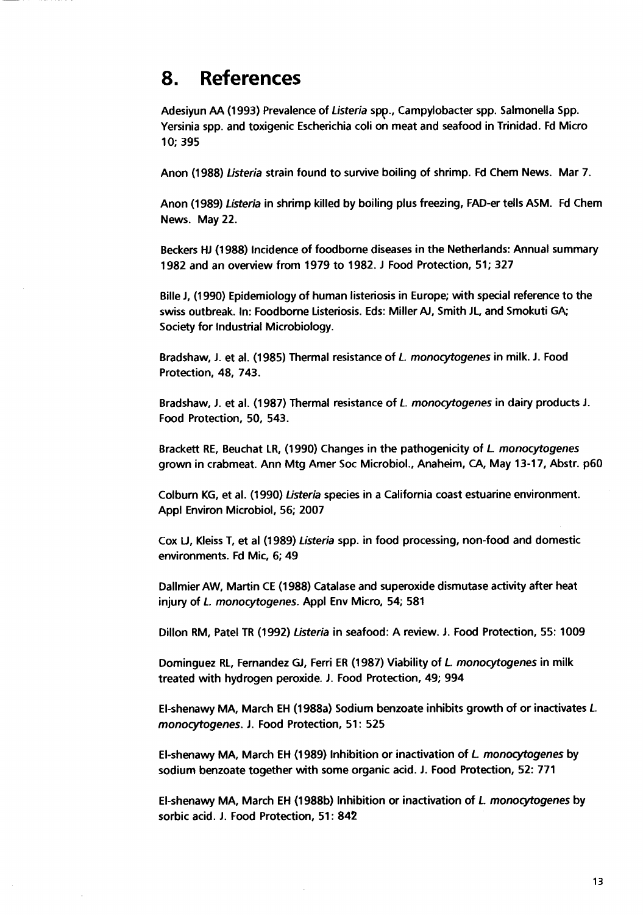# 8. References

Adesiyun AA (1993) Prevalence of *Listeria* spp., Campylobacter spp. Salmonella Spp. Yersinia spp. and toxigenic Escherichia coli on meat and seafood in Trinidad. Fd Micro 10; 395

Anon (1988) *Listeria* strain found to survive boiling of shrimp. Fd Chem News. Mar 7.

Anon (1989) *Listeria* in shrimp killed by boiling plus freezing, FAD-er tells ASM. Fd Chem News. May 22.

Beckers HJ (1988) Incidence of foodborne diseases in the Netherlands: Annual summary 1982 and an overview from 1979 to 1982. J Food Protection, 51; 327

Bille J, (1990) Epidemiology of human listeriosis in Europe; with special reference to the swiss outbreak. In: Foodborne Listeriosis. Eds: Miller AJ, Smith JL, and Smokuti GA; Society for Industrial Microbiology.

Bradshaw, J. et al. (1985) Thermal resistance of *L. monocytogenes* in milk. J. Food Protection, 48, 743.

Bradshaw, J. et al. (1987) Thermal resistance of *L. monocytogenes* in dairy products J. Food Protection, 50, 543.

Brackett RE, Beuchat LR, (1990) Changes in the pathogenicity of *L. monocytogenes* grown in crabmeat. Ann Mtg Amer Soc Microbiol., Anaheim, CA, May 13-17, Abstr. p60

Colburn KG, et al. (1990) *Listeria* species in a California coast estuarine environment. Appl Environ Microbiol, 56; 2007

Cox LJ, Kleiss T, et al (1989) *Listeria* spp. in food processing, non-food and domestic environments. Fd Mic, 6; 49

Dallmier AW, Martin CE (1988) Catalase and superoxide dismutase activity after heat injury of *L. monocytogenes*. Appl Env Micro, 54; 581

Dillon RM, Patel TR (1992) *Listeria* in seafood: A review. J. Food Protection, 55: 1009

Dominguez RL, Fernandez GJ, Ferri ER (1987) Viability of *L. monocytogenes* in milk treated with hydrogen peroxide. J. Food Protection, 49; 994

El-shenawy MA, March EH (1988a) Sodium benzoate inhibits growth of or inactivates *L. monocytogenes*. J. Food Protection, 51: 525

El-shenawy MA, March EH (1989) Inhibition or inactivation of *L. monocytogenes* by sodium benzoate together with some organic acid. J. Food Protection, 52: 771

El-shenawy MA, March EH (1988b) Inhibition or inactivation of *L. monocytogenes* by sorbic acid. J. Food Protection, 51: 842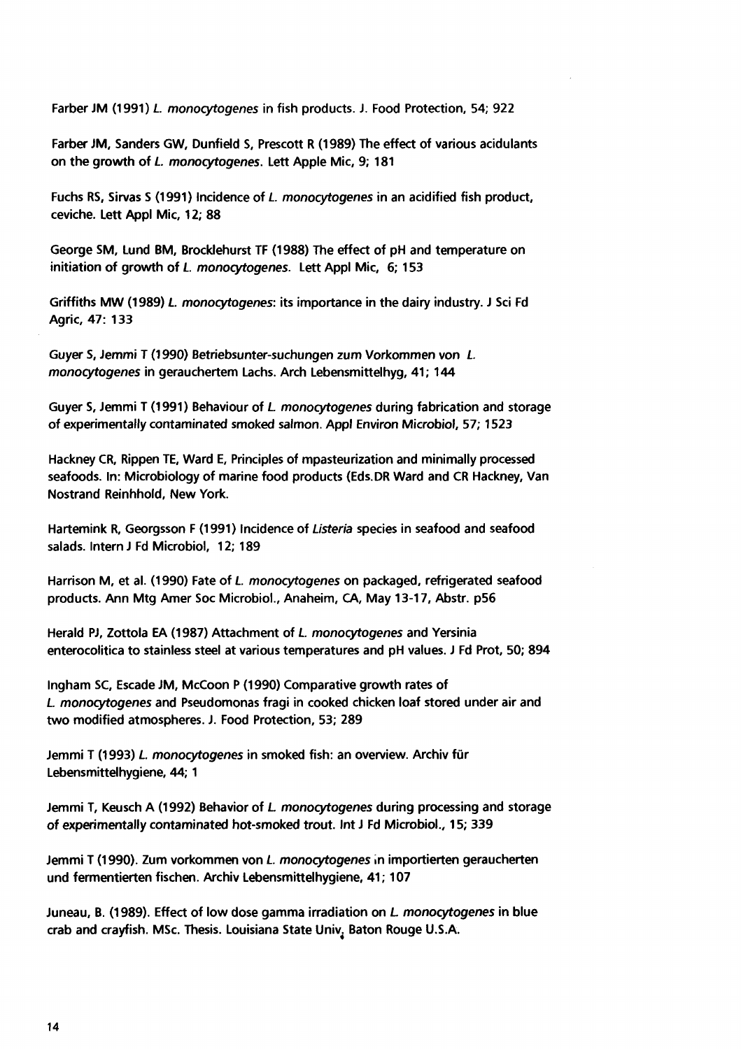Farber JM (1991) *L. monocytogenes* in fish products. J. Food Protection, 54; 922

Farber JM, Sanders GW, Dunfield S, Prescott R (1989) The effect of various acidulants on the growth of *L. monocytogenes*. Lett Apple Mic, 9; 181

Fuchs RS, Sirvas S (1991) Incidence of *L. monocytogenes* in an acidified fish product, ceviche. Lett Appl Mic, 12; 88

George SM, Lund BM, Brocklehurst TF (1988) The effect of pH and temperature on initiation of growth of *L. monocytogenes*. Lett Appl Mic, 6; 153

Griffiths MW (1989) *L. monocytogenes*: its importance in the dairy industry. J Sci Fd Agric, 47: 133

Guyer S, Jemmi T (1990) Betriebsunter-suchungen zum Vorkommen von *L. monocytogenes* in gerauchertem Lachs. Arch Lebensmittelhyg, 41; 144

Guyer S, Jemmi T (1991) Behaviour of *L. monocytogenes* during fabrication and storage of experimentally contaminated smoked salmon. Appl Environ Microbiol, 57; 1523

Hackney CR, Rippen TE, Ward E, Principles of mpasteurization and minimally processed seafoods. In: Microbiology of marine food products (Eds.DR Ward and CR Hackney, Van Nostrand Reinhhold, New York.

Hartemink R, Georgsson F (1991) Incidence of *Listeria* species in seafood and seafood salads. Intern J Fd Microbiol, 12; 189

Harrison M, et al. (1990) Fate of *L. monocytogenes* on packaged, refrigerated seafood products. Ann Mtg Amer Soc Microbiol., Anaheim, CA, May 13-17, Abstr. p56

Herald PJ, Zottola EA (1987) Attachment of *L. monocytogenes* and Yersinia enterocolitica to stainless steel at various temperatures and pH values. J Fd Prot, 50; 894

Ingham SC, Escade JM, McCoon P (1990) Comparative growth rates of *L. monocytogenes* and Pseudomonas fragi in cooked chicken loaf stored under air and two modified atmospheres. J. Food Protection, 53; 289

Jemmi T (1993) *L. monocytogenes* in smoked fish: an overview. Archiv für Lebensmittelhygiene, 44; 1

Jemmi T, Keusch A (1992) Behavior of *L. monocytogenes* during processing and storage of experimentally contaminated hot-smoked trout. Int J Fd Microbiol., 15; 339

Jemmi T (1990). Zum vorkommen von *L. monocytogenes* in importierten geraucherten und fermentierten fischen. Archiv Lebensmittelhygiene, 41; 107

Juneau, B. (1989). Effect of low dose gamma irradiation on *L. monocytogenes* in blue crab and crayfish. MSc. Thesis. Louisiana State Univ. Baton Rouge U.S.A.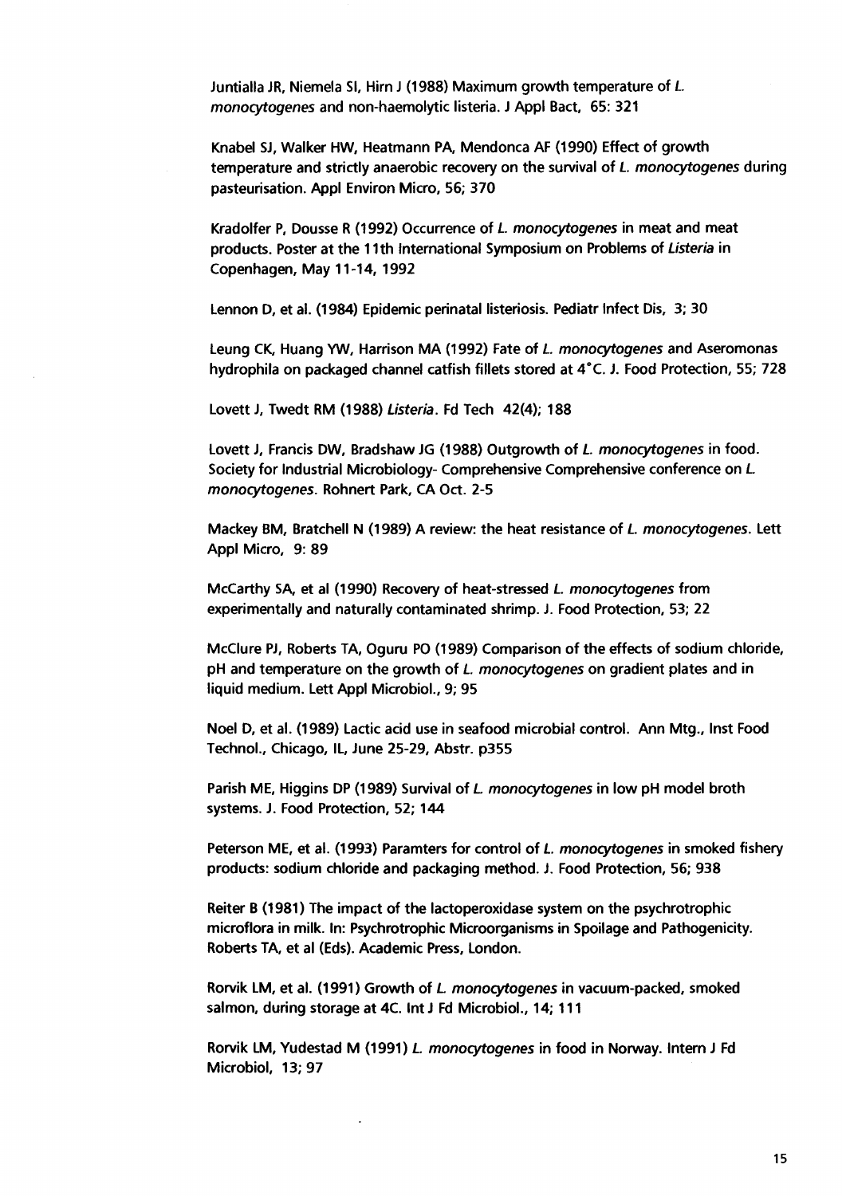Juntialla JR, Niemela SI, Hirn J (1988) Maximum growth temperature of *L. monocytogenes* and non-haemolytic listeria. J Appl Bact, 65: 321

Knabel SJ, Walker HW, Heatmann PA, Mendonca AF (1990) Effect of growth temperature and strictly anaerobic recovery on the survival of *L. monocytogenes* during pasteurisation. Appl Environ Micro, 56; 370

Kradolfer P, Dousse R (1992) Occurrence of *L. monocytogenes* in meat and meat products. Poster at the 11th International Symposium on Problems of *Listeria* in Copenhagen, May 11-14, 1992

Lennon D, et al. (1984) Epidemic perinatal listeriosis. Pediatr Infect Dis, 3; 30

Leung CK, Huang YW, Harrison MA (1992) Fate of *L. monocytogenes* and Aseromonas hydrophila on packaged channel catfish fillets stored at 4°C. J. Food Protection, 55; 728

Lovett J, Twedt RM (1988) *Listeria*. Fd Tech 42(4); 188

Lovett J, Francis DW, Bradshaw JG (1988) Outgrowth of *L. monocytogenes* in food. Society for Industrial Microbiology- Comprehensive Comprehensive conference on *L. monocytogenes*. Rohnert Park, CA Oct. 2-5

Mackey BM, Bratchell N (1989) A review: the heat resistance of *L. monocytogenes*. Lett Appl Micro, 9: 89

McCarthy SA, et al (1990) Recovery of heat-stressed *L. monocytogenes* from experimentally and naturally contaminated shrimp. J. Food Protection, 53; 22

McClure PJ, Roberts TA, Oguru PO (1989) Comparison of the effects of sodium chloride, pH and temperature on the growth of *L. monocytogenes* on gradient plates and in liquid medium. Lett Appl Microbiol., 9; 95

Noel D, et al. (1989) Lactic acid use in seafood microbial control. Ann Mtg., Inst Food Technol., Chicago, IL, June 25-29, Abstr. p355

Parish ME, Higgins DP (1989) Survival of *L. monocytogenes* in low pH model broth systems. J. Food Protection, 52; 144

Peterson ME, et al. (1993) Paramters for control of *L. monocytogenes* in smoked fishery products: sodium chloride and packaging method. J. Food Protection, 56; 938

Reiter B (1981) The impact of the lactoperoxidase system on the psychrotrophic microflora in milk. In: Psychrotrophic Microorganisms in Spoilage and Pathogenicity. Roberts TA, et al (Eds). Academic Press, London.

Rorvik LM, et al. (1991) Growth of *L. monocytogenes* in vacuum-packed, smoked salmon, during storage at 4C. Int J Fd Microbiol., 14; 111

Rorvik LM, Yudestad M (1991) *L. monocytogenes* in food in Norway. Intern J Fd Microbiol, 13; 97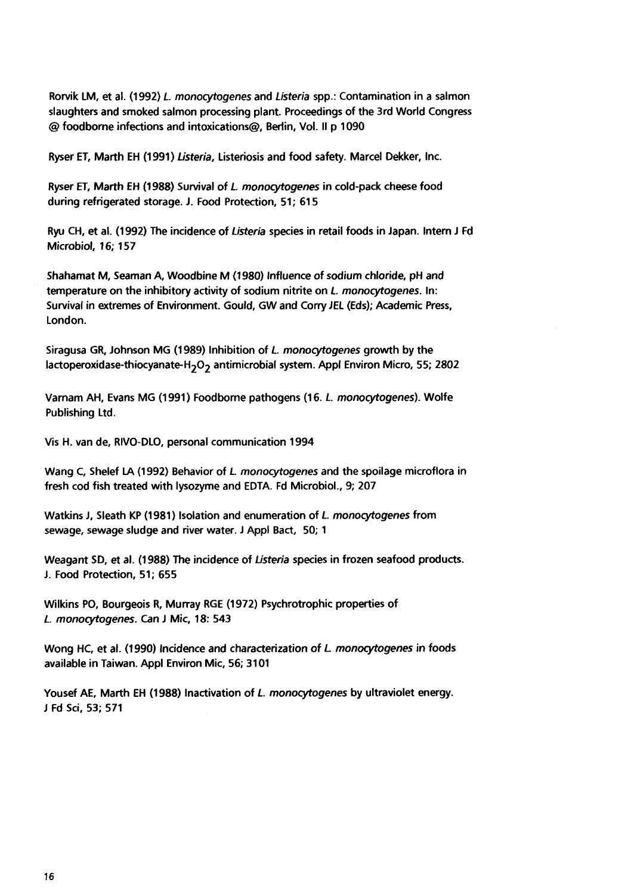Rorvik LM, et al. (1992) *L. monocytogenes* and *Listeria* spp.: Contamination in a salmon slaughters and smoked salmon processing plant. Proceedings of the 3rd World Congress @ foodborne infections and intoxications@, Berlin, Vol. II p 1090

Ryser ET, Marth EH (1991) *Listeria*, Listeriosis and food safety. Marcel Dekker, Inc.

Ryser ET, Marth EH (1988) Survival of *L. monocytogenes* in cold-pack cheese food during refrigerated storage. J. Food Protection, 51; 615

Ryu CH, et al. (1992) The incidence of *Listeria* species in retail foods in Japan. Intern J Fd Microbiol, 16; 157

Shahamat M, Seaman A, Woodbine M (1980) Influence of sodium chloride, pH and temperature on the inhibitory activity of sodium nitrite on *L. monocytogenes*. In: Survival in extremes of Environment. Gould, GW and Corry JEL (Eds); Academic Press, London.

Siragusa GR, Johnson MG (1989) Inhibition of *L. monocytogenes* growth by the lactoperoxidase-thiocyanate-$H_2O_2$ antimicrobial system. Appl Environ Micro, 55; 2802

Varnam AH, Evans MG (1991) Foodborne pathogens (16. *L. monocytogenes*). Wolfe Publishing Ltd.

Vis H. van de, RIVO-DLO, personal communication 1994

Wang C, Shelef LA (1992) Behavior of *L. monocytogenes* and the spoilage microflora in fresh cod fish treated with lysozyme and EDTA. Fd Microbiol., 9; 207

Watkins J, Sleath KP (1981) Isolation and enumeration of *L. monocytogenes* from sewage, sewage sludge and river water. J Appl Bact, 50; 1

Weagant SD, et al. (1988) The incidence of *Listeria* species in frozen seafood products. J. Food Protection, 51; 655

Wilkins PO, Bourgeois R, Murray RGE (1972) Psychrotrophic properties of *L. monocytogenes*. Can J Mic, 18: 543

Wong HC, et al. (1990) Incidence and characterization of *L. monocytogenes* in foods available in Taiwan. Appl Environ Mic, 56; 3101

Yousef AE, Marth EH (1988) Inactivation of *L. monocytogenes* by ultraviolet energy. J Fd Sci, 53; 571